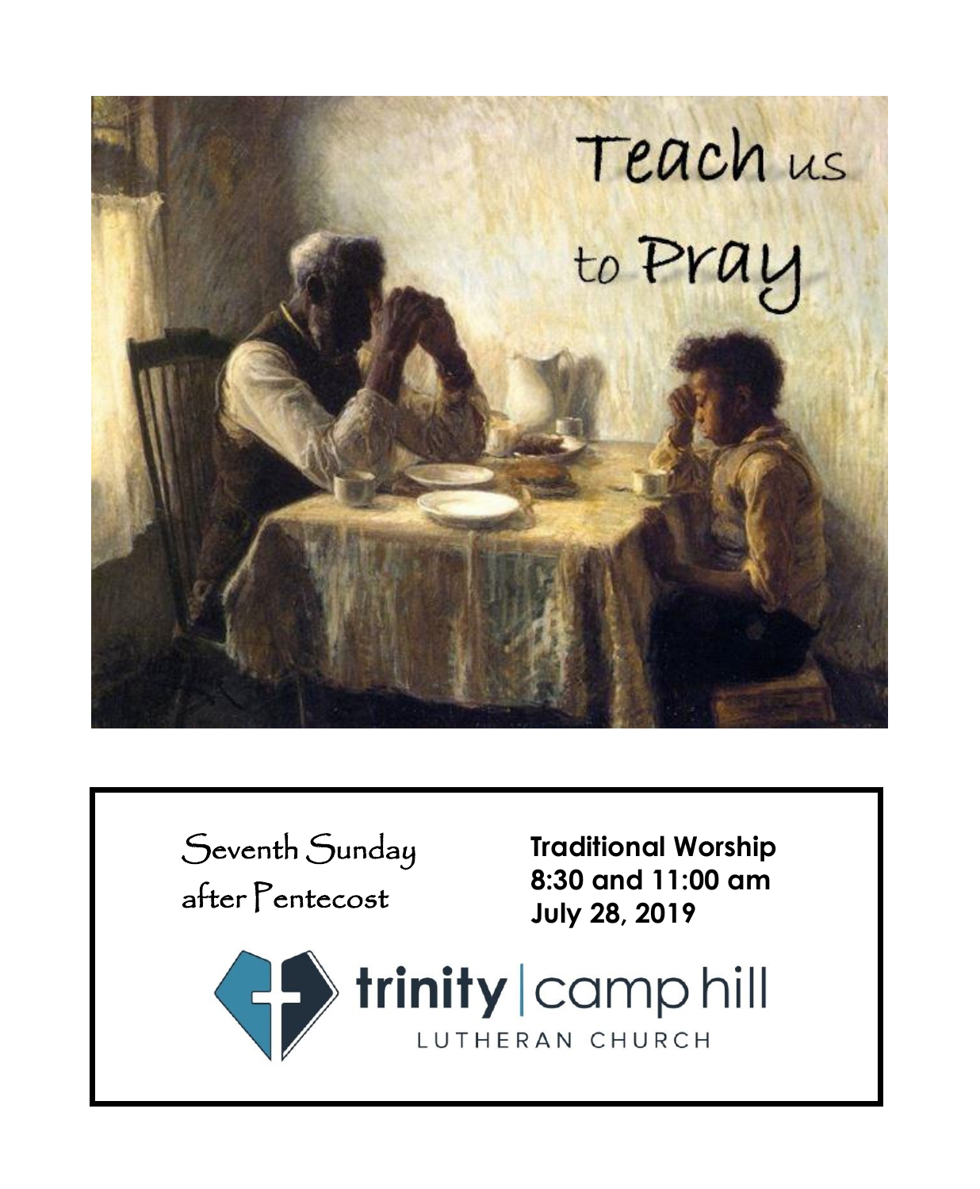Teach us to Pray

Seventh Sunday after Pentecost

**Traditional Worship**
**8:30 and 11:00 am**
**July 28, 2019**

**trinity** | camp hill
LUTHERAN CHURCH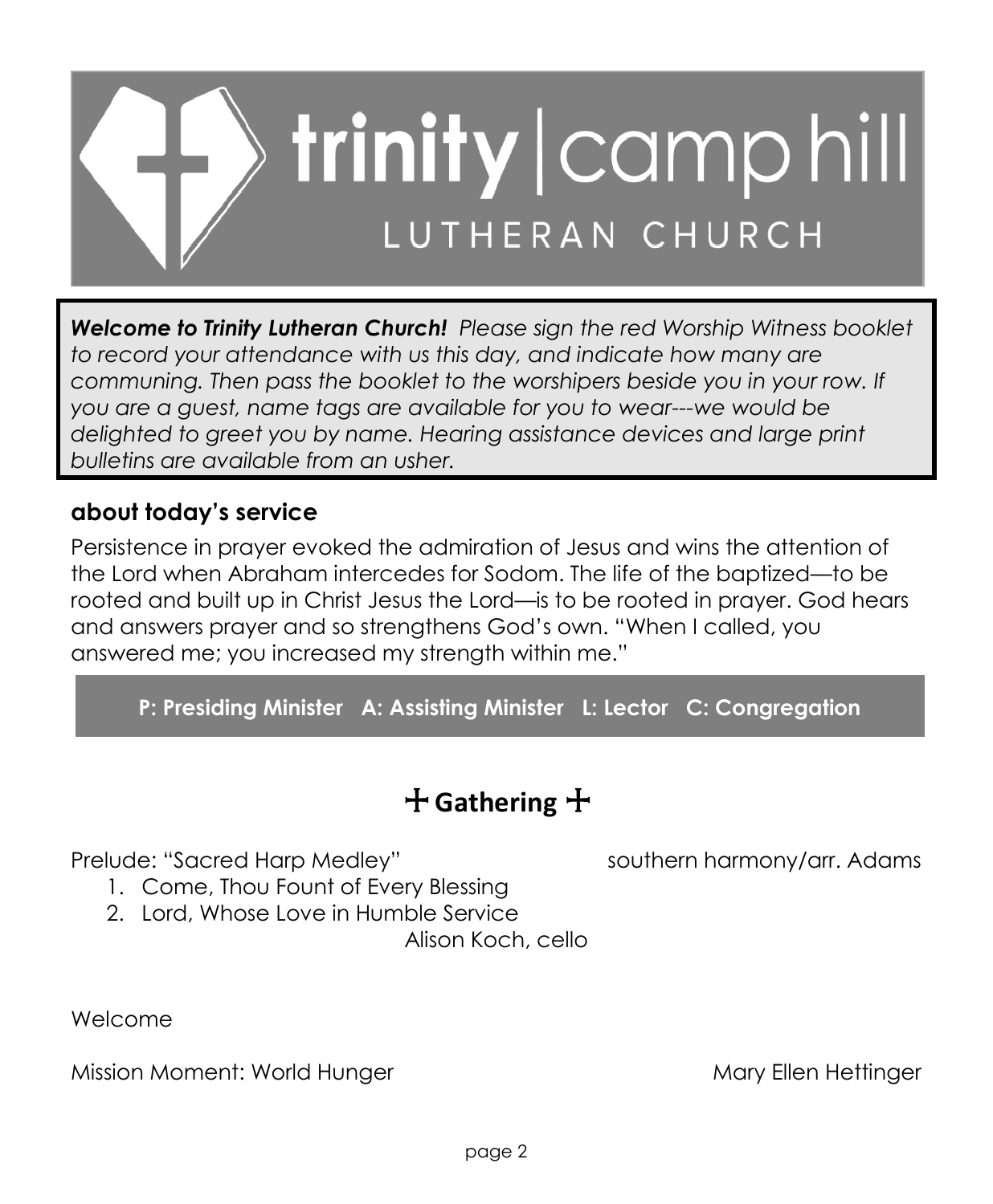# trinity | camp hill
## LUTHERAN CHURCH

***Welcome to Trinity Lutheran Church!*** *Please sign the red Worship Witness booklet to record your attendance with us this day, and indicate how many are communing. Then pass the booklet to the worshipers beside you in your row. If you are a guest, name tags are available for you to wear---we would be delighted to greet you by name. Hearing assistance devices and large print bulletins are available from an usher.*

### about today's service

Persistence in prayer evoked the admiration of Jesus and wins the attention of the Lord when Abraham intercedes for Sodom. The life of the baptized—to be rooted and built up in Christ Jesus the Lord—is to be rooted in prayer. God hears and answers prayer and so strengthens God's own. "When I called, you answered me; you increased my strength within me."

**P: Presiding Minister A: Assisting Minister L: Lector C: Congregation**

## ☩ Gathering ☩

Prelude: "Sacred Harp Medley" southern harmony/arr. Adams

1. Come, Thou Fount of Every Blessing
2. Lord, Whose Love in Humble Service

Alison Koch, cello

Welcome

Mission Moment: World Hunger Mary Ellen Hettinger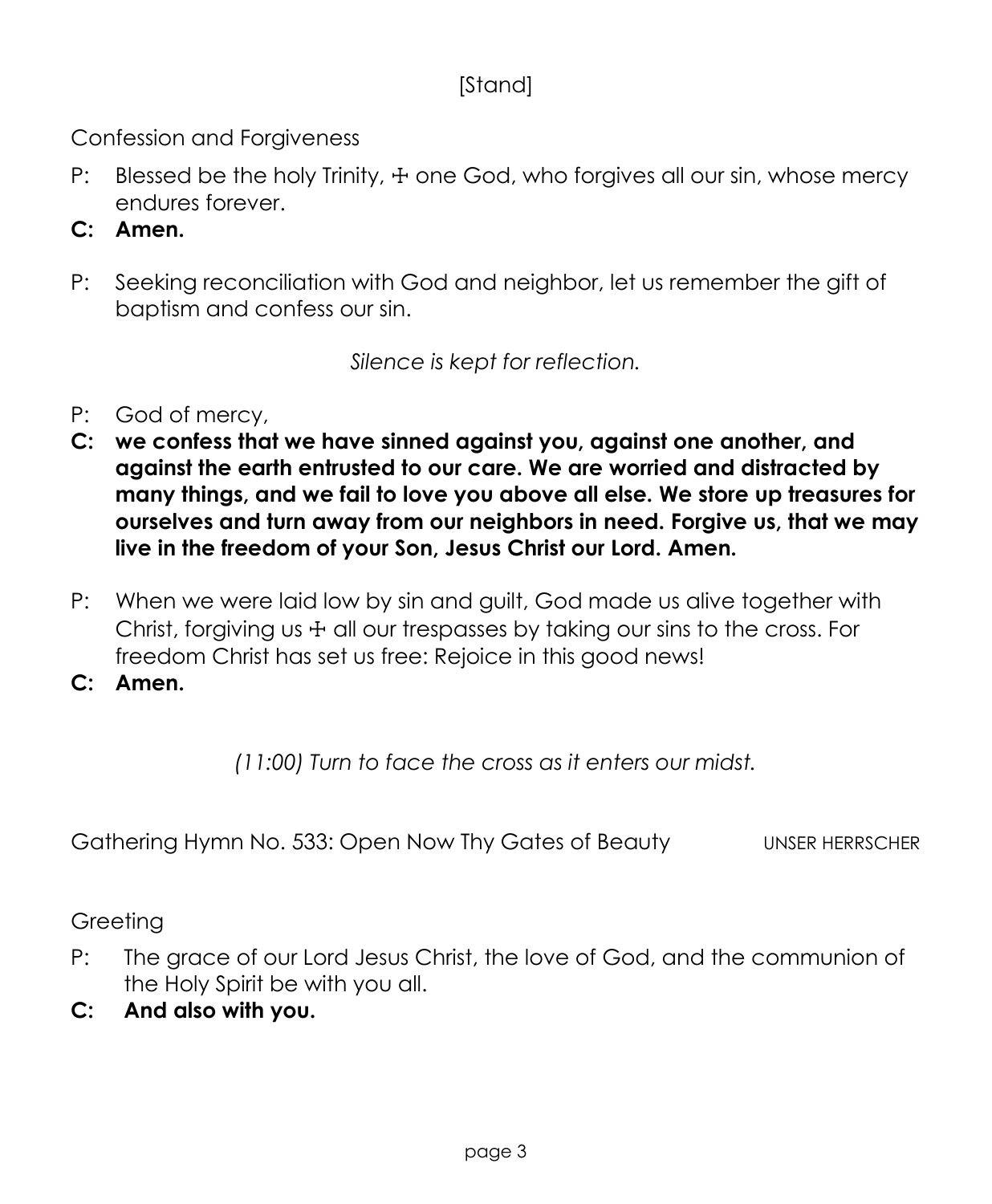[Stand]

## Confession and Forgiveness

P: Blessed be the holy Trinity, ☩ one God, who forgives all our sin, whose mercy endures forever.

**C: Amen.**

P: Seeking reconciliation with God and neighbor, let us remember the gift of baptism and confess our sin.

*Silence is kept for reflection.*

P: God of mercy,

**C: we confess that we have sinned against you, against one another, and against the earth entrusted to our care. We are worried and distracted by many things, and we fail to love you above all else. We store up treasures for ourselves and turn away from our neighbors in need. Forgive us, that we may live in the freedom of your Son, Jesus Christ our Lord. Amen.**

P: When we were laid low by sin and guilt, God made us alive together with Christ, forgiving us ☩ all our trespasses by taking our sins to the cross. For freedom Christ has set us free: Rejoice in this good news!

**C: Amen.**

*(11:00) Turn to face the cross as it enters our midst.*

## Gathering Hymn No. 533: Open Now Thy Gates of Beauty — UNSER HERRSCHER

## Greeting

P: The grace of our Lord Jesus Christ, the love of God, and the communion of the Holy Spirit be with you all.

**C: And also with you.**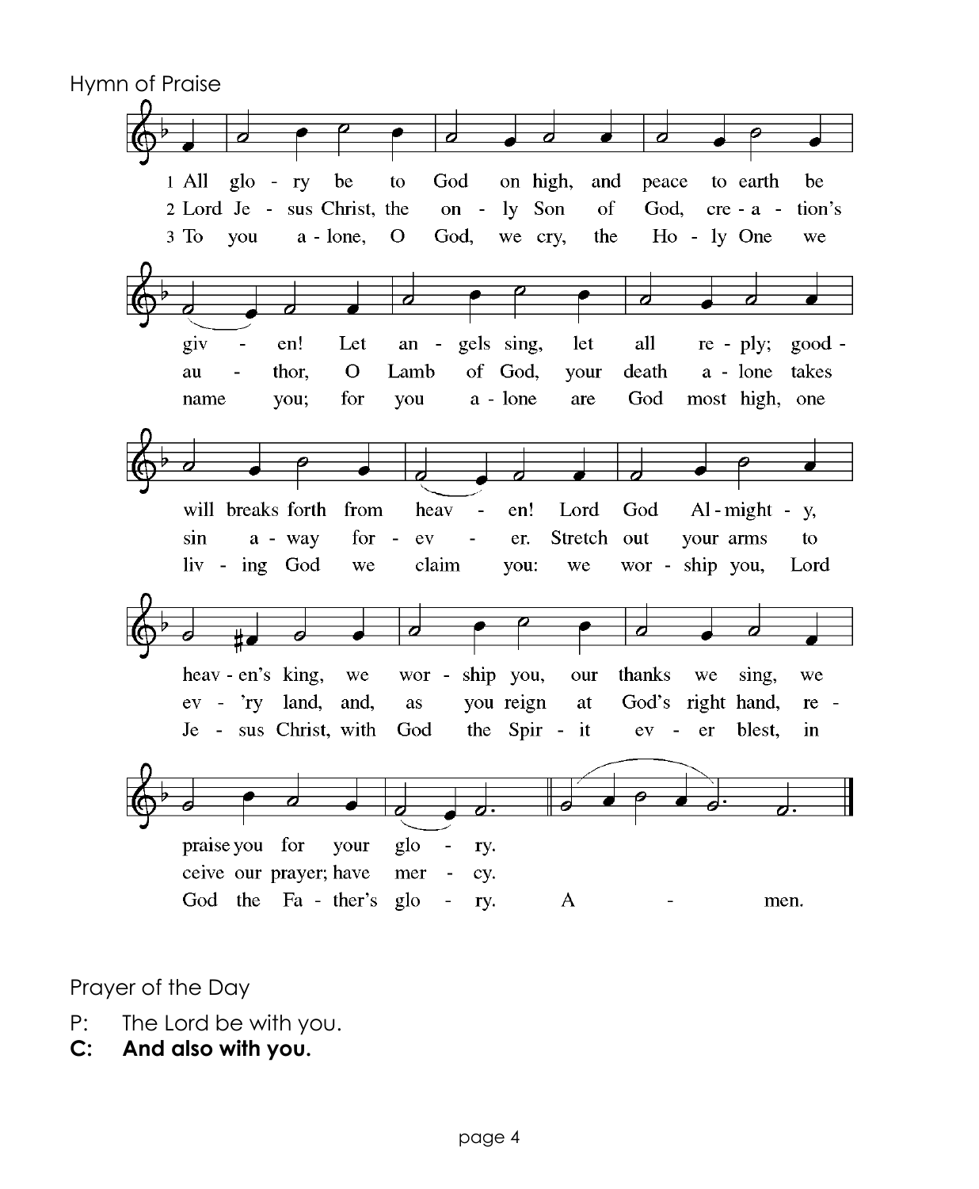Hymn of Praise

1 All glory be to God on high, and peace to earth be given! Let angels sing, let all reply; goodwill breaks forth from heaven! Lord God Almighty, heaven's king, we worship you, our thanks we sing, we praise you for your glory.

2 Lord Jesus Christ, the only Son of God, creation's author, O Lamb of God, your death alone takes sin away forever. Stretch out your arms to ev'ry land, and, as you reign at God's right hand, receive our prayer; have mercy.

3 To you alone, O God, we cry, the Holy One we name you; for you alone are God most high, one living God we claim you: we worship you, Lord Jesus Christ, with God the Spirit ever blest, in God the Father's glory. Amen.

Prayer of the Day

P: The Lord be with you.

**C: And also with you.**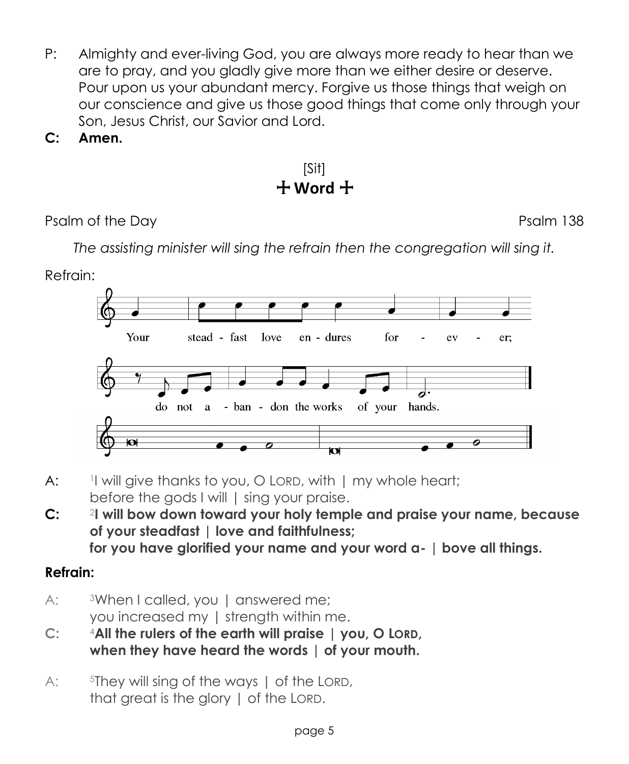P: Almighty and ever-living God, you are always more ready to hear than we are to pray, and you gladly give more than we either desire or deserve. Pour upon us your abundant mercy. Forgive us those things that weigh on our conscience and give us those good things that come only through your Son, Jesus Christ, our Savior and Lord.

**C: Amen.**

[Sit]

## ☩ Word ☩

Psalm of the Day — Psalm 138

*The assisting minister will sing the refrain then the congregation will sing it.*

Refrain:

Your steadfast love endures forever; do not abandon the works of your hands.

A: [1]I will give thanks to you, O LORD, with | my whole heart; before the gods I will | sing your praise.

**C: [2]I will bow down toward your holy temple and praise your name, because of your steadfast | love and faithfulness; for you have glorified your name and your word a- | bove all things.**

**Refrain:**

A: [3]When I called, you | answered me; you increased my | strength within me.

**C: [4]All the rulers of the earth will praise | you, O LORD, when they have heard the words | of your mouth.**

A: [5]They will sing of the ways | of the LORD, that great is the glory | of the LORD.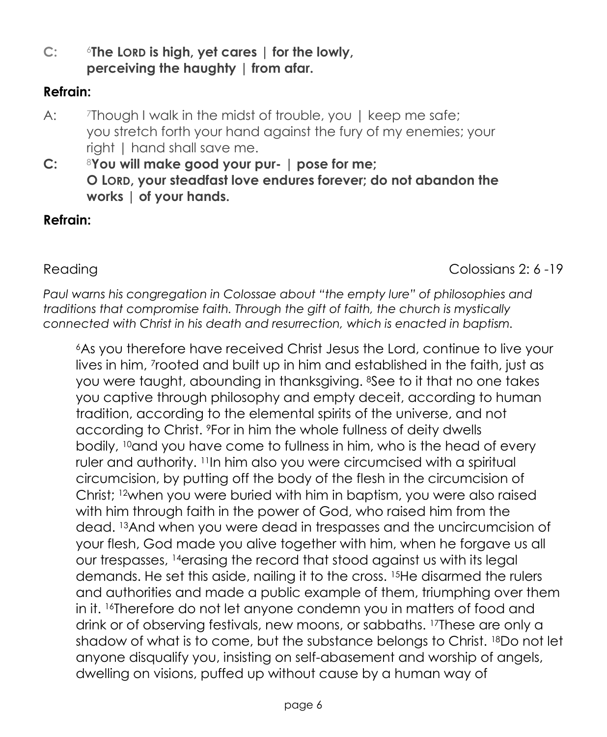**C:** [6]**The LORD is high, yet cares | for the lowly,**
**perceiving the haughty | from afar.**

**Refrain:**

A: [7]Though I walk in the midst of trouble, you | keep me safe;
you stretch forth your hand against the fury of my enemies; your right | hand shall save me.

**C:** [8]**You will make good your pur- | pose for me;**
**O LORD, your steadfast love endures forever; do not abandon the works | of your hands.**

**Refrain:**

Reading Colossians 2: 6 -19

*Paul warns his congregation in Colossae about "the empty lure" of philosophies and traditions that compromise faith. Through the gift of faith, the church is mystically connected with Christ in his death and resurrection, which is enacted in baptism.*

[6]As you therefore have received Christ Jesus the Lord, continue to live your lives in him, [7]rooted and built up in him and established in the faith, just as you were taught, abounding in thanksgiving. [8]See to it that no one takes you captive through philosophy and empty deceit, according to human tradition, according to the elemental spirits of the universe, and not according to Christ. [9]For in him the whole fullness of deity dwells bodily, [10]and you have come to fullness in him, who is the head of every ruler and authority. [11]In him also you were circumcised with a spiritual circumcision, by putting off the body of the flesh in the circumcision of Christ; [12]when you were buried with him in baptism, you were also raised with him through faith in the power of God, who raised him from the dead. [13]And when you were dead in trespasses and the uncircumcision of your flesh, God made you alive together with him, when he forgave us all our trespasses, [14]erasing the record that stood against us with its legal demands. He set this aside, nailing it to the cross. [15]He disarmed the rulers and authorities and made a public example of them, triumphing over them in it. [16]Therefore do not let anyone condemn you in matters of food and drink or of observing festivals, new moons, or sabbaths. [17]These are only a shadow of what is to come, but the substance belongs to Christ. [18]Do not let anyone disqualify you, insisting on self-abasement and worship of angels, dwelling on visions, puffed up without cause by a human way of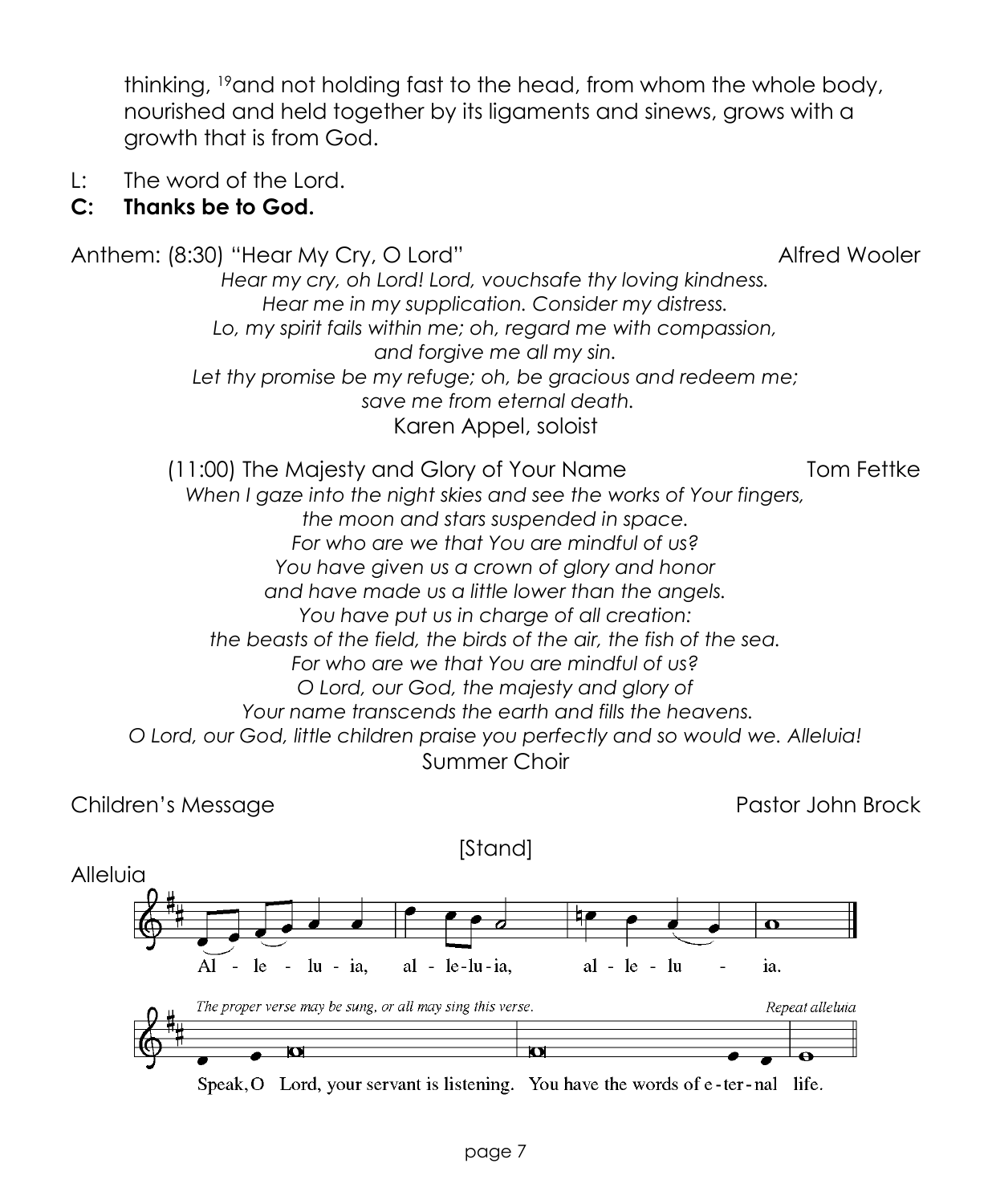thinking, [19]and not holding fast to the head, from whom the whole body, nourished and held together by its ligaments and sinews, grows with a growth that is from God.

L: The word of the Lord.

**C: Thanks be to God.**

Anthem: (8:30) "Hear My Cry, O Lord" Alfred Wooler

*Hear my cry, oh Lord! Lord, vouchsafe thy loving kindness.*
*Hear me in my supplication. Consider my distress.*
*Lo, my spirit fails within me; oh, regard me with compassion,*
*and forgive me all my sin.*
*Let thy promise be my refuge; oh, be gracious and redeem me;*
*save me from eternal death.*

Karen Appel, soloist

(11:00) The Majesty and Glory of Your Name Tom Fettke

*When I gaze into the night skies and see the works of Your fingers,*
*the moon and stars suspended in space.*
*For who are we that You are mindful of us?*
*You have given us a crown of glory and honor*
*and have made us a little lower than the angels.*
*You have put us in charge of all creation:*
*the beasts of the field, the birds of the air, the fish of the sea.*
*For who are we that You are mindful of us?*
*O Lord, our God, the majesty and glory of*
*Your name transcends the earth and fills the heavens.*
*O Lord, our God, little children praise you perfectly and so would we. Alleluia!*

Summer Choir

Children's Message Pastor John Brock

[Stand]

Alleluia

Al - le - lu - ia, al - le-lu-ia, al - le - lu - ia.

*The proper verse may be sung, or all may sing this verse.* *Repeat alleluia*

Speak, O Lord, your servant is listening. You have the words of e - ter - nal life.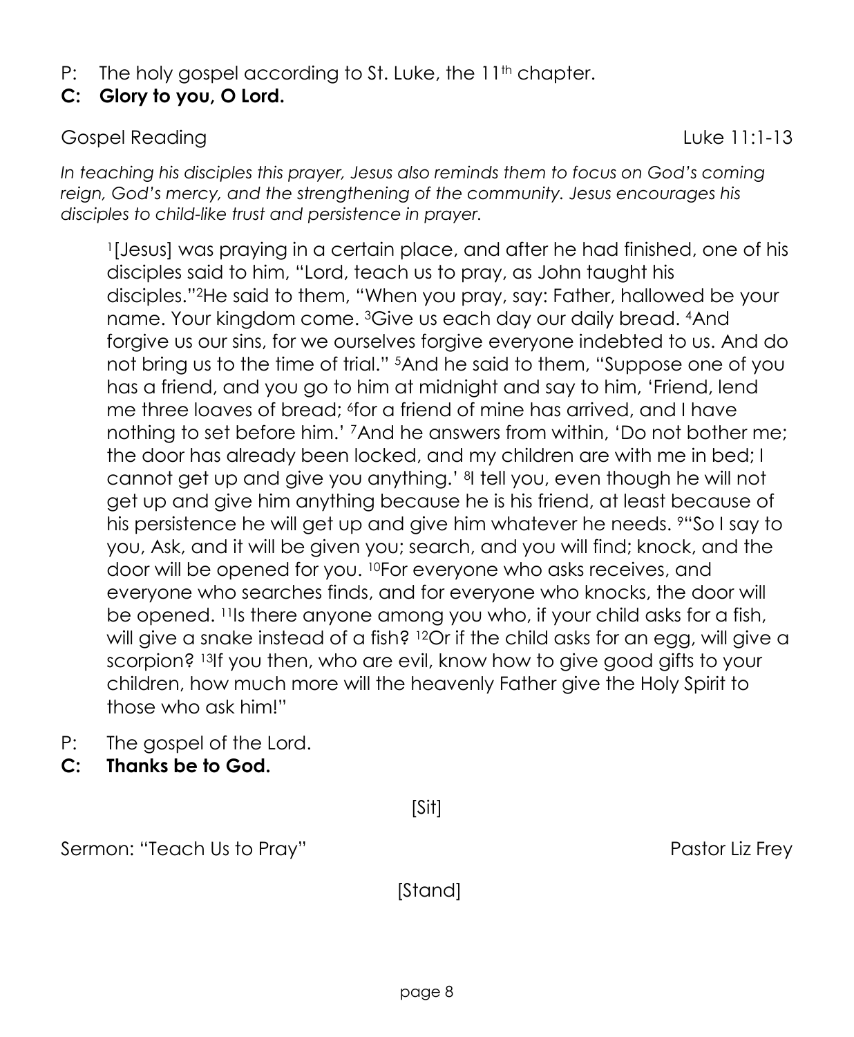P: The holy gospel according to St. Luke, the 11th chapter.

**C: Glory to you, O Lord.**

Gospel Reading Luke 11:1-13

*In teaching his disciples this prayer, Jesus also reminds them to focus on God's coming reign, God's mercy, and the strengthening of the community. Jesus encourages his disciples to child-like trust and persistence in prayer.*

> [1][Jesus] was praying in a certain place, and after he had finished, one of his disciples said to him, "Lord, teach us to pray, as John taught his disciples."[2]He said to them, "When you pray, say: Father, hallowed be your name. Your kingdom come. [3]Give us each day our daily bread. [4]And forgive us our sins, for we ourselves forgive everyone indebted to us. And do not bring us to the time of trial." [5]And he said to them, "Suppose one of you has a friend, and you go to him at midnight and say to him, 'Friend, lend me three loaves of bread; [6]for a friend of mine has arrived, and I have nothing to set before him.' [7]And he answers from within, 'Do not bother me; the door has already been locked, and my children are with me in bed; I cannot get up and give you anything.' [8]I tell you, even though he will not get up and give him anything because he is his friend, at least because of his persistence he will get up and give him whatever he needs. [9]"So I say to you, Ask, and it will be given you; search, and you will find; knock, and the door will be opened for you. [10]For everyone who asks receives, and everyone who searches finds, and for everyone who knocks, the door will be opened. [11]Is there anyone among you who, if your child asks for a fish, will give a snake instead of a fish? [12]Or if the child asks for an egg, will give a scorpion? [13]If you then, who are evil, know how to give good gifts to your children, how much more will the heavenly Father give the Holy Spirit to those who ask him!"

P: The gospel of the Lord.

**C: Thanks be to God.**

[Sit]

Sermon: "Teach Us to Pray" Pastor Liz Frey

[Stand]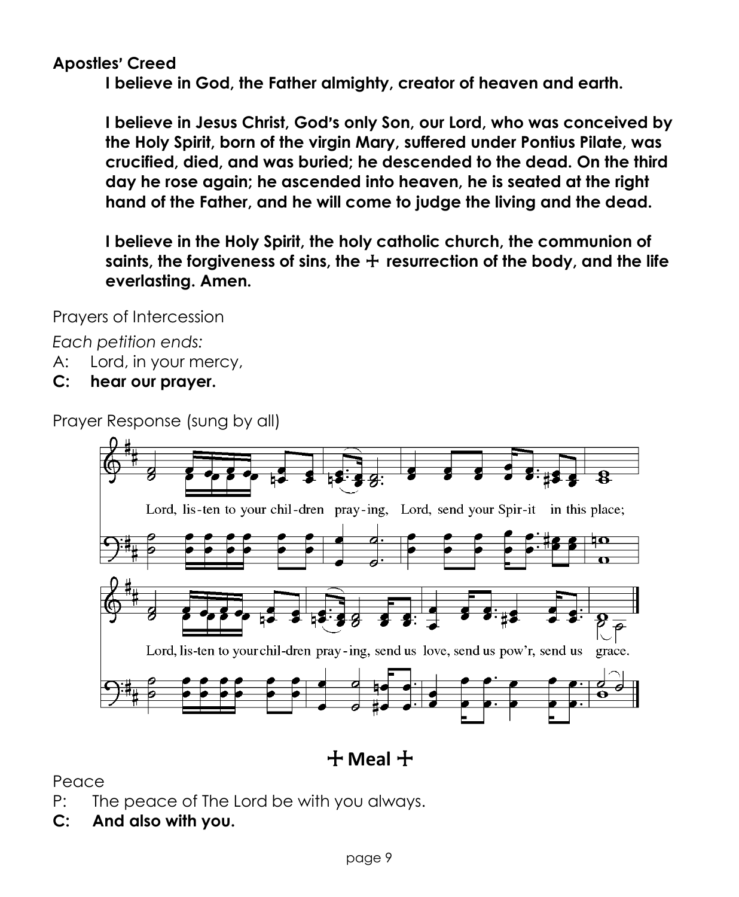**Apostles' Creed**

> **I believe in God, the Father almighty, creator of heaven and earth.**
>
> **I believe in Jesus Christ, God's only Son, our Lord, who was conceived by the Holy Spirit, born of the virgin Mary, suffered under Pontius Pilate, was crucified, died, and was buried; he descended to the dead. On the third day he rose again; he ascended into heaven, he is seated at the right hand of the Father, and he will come to judge the living and the dead.**
>
> **I believe in the Holy Spirit, the holy catholic church, the communion of saints, the forgiveness of sins, the ☩ resurrection of the body, and the life everlasting. Amen.**

Prayers of Intercession

*Each petition ends:*

A: Lord, in your mercy,

**C: hear our prayer.**

Prayer Response (sung by all)

Lord, lis-ten to your chil-dren pray-ing, Lord, send your Spir-it in this place;

Lord, lis-ten to your chil-dren pray-ing, send us love, send us pow'r, send us grace.

## ☩ Meal ☩

Peace

P: The peace of The Lord be with you always.

**C: And also with you.**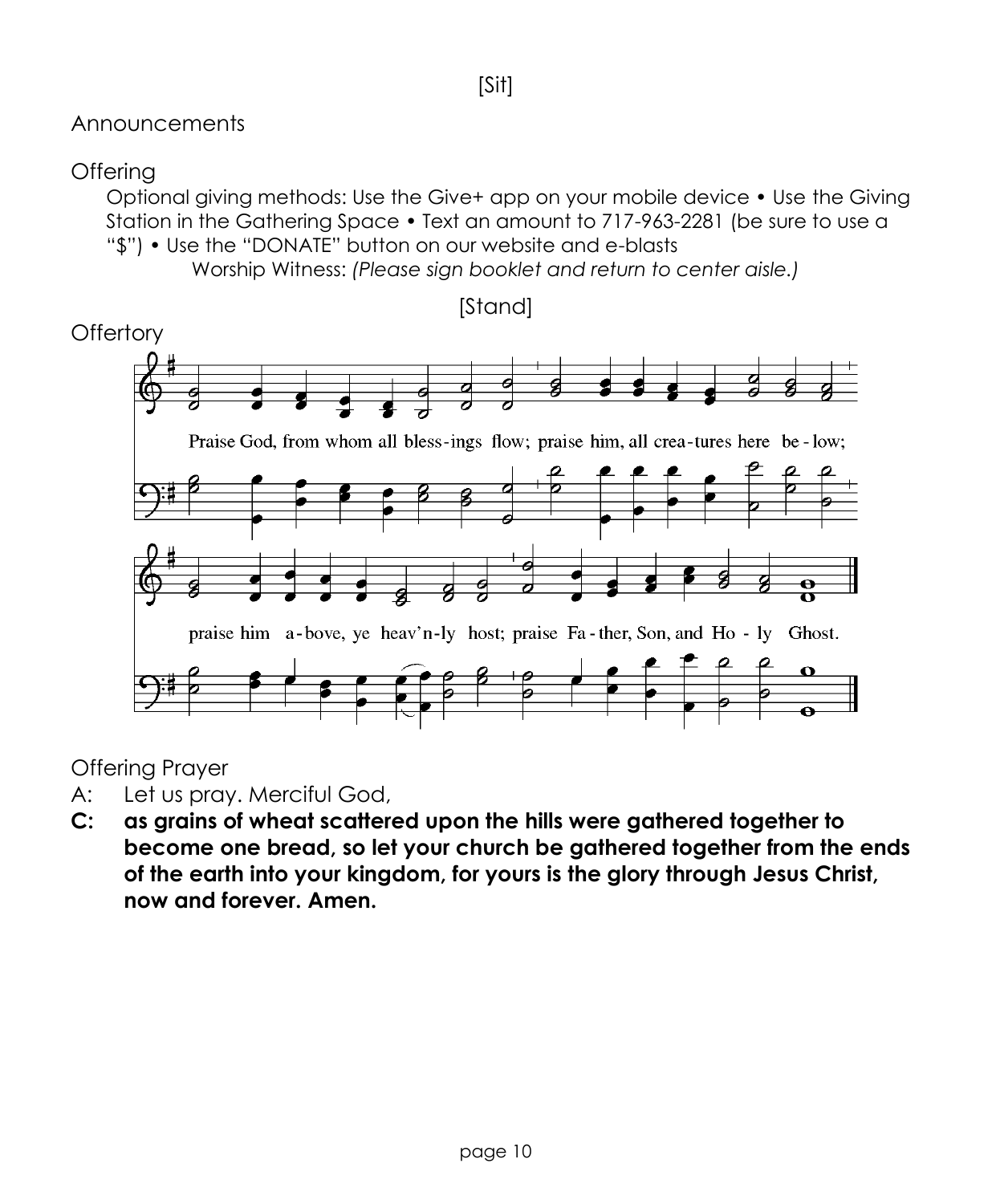[Sit]

Announcements

Offering

Optional giving methods: Use the Give+ app on your mobile device • Use the Giving Station in the Gathering Space • Text an amount to 717-963-2281 (be sure to use a "$") • Use the "DONATE" button on our website and e-blasts

Worship Witness: *(Please sign booklet and return to center aisle.)*

[Stand]

Offertory

Praise God, from whom all bless-ings flow; praise him, all crea-tures here be-low;

praise him a-bove, ye heav'n-ly host; praise Fa-ther, Son, and Ho-ly Ghost.

Offering Prayer

A: Let us pray. Merciful God,

**C: as grains of wheat scattered upon the hills were gathered together to become one bread, so let your church be gathered together from the ends of the earth into your kingdom, for yours is the glory through Jesus Christ, now and forever. Amen.**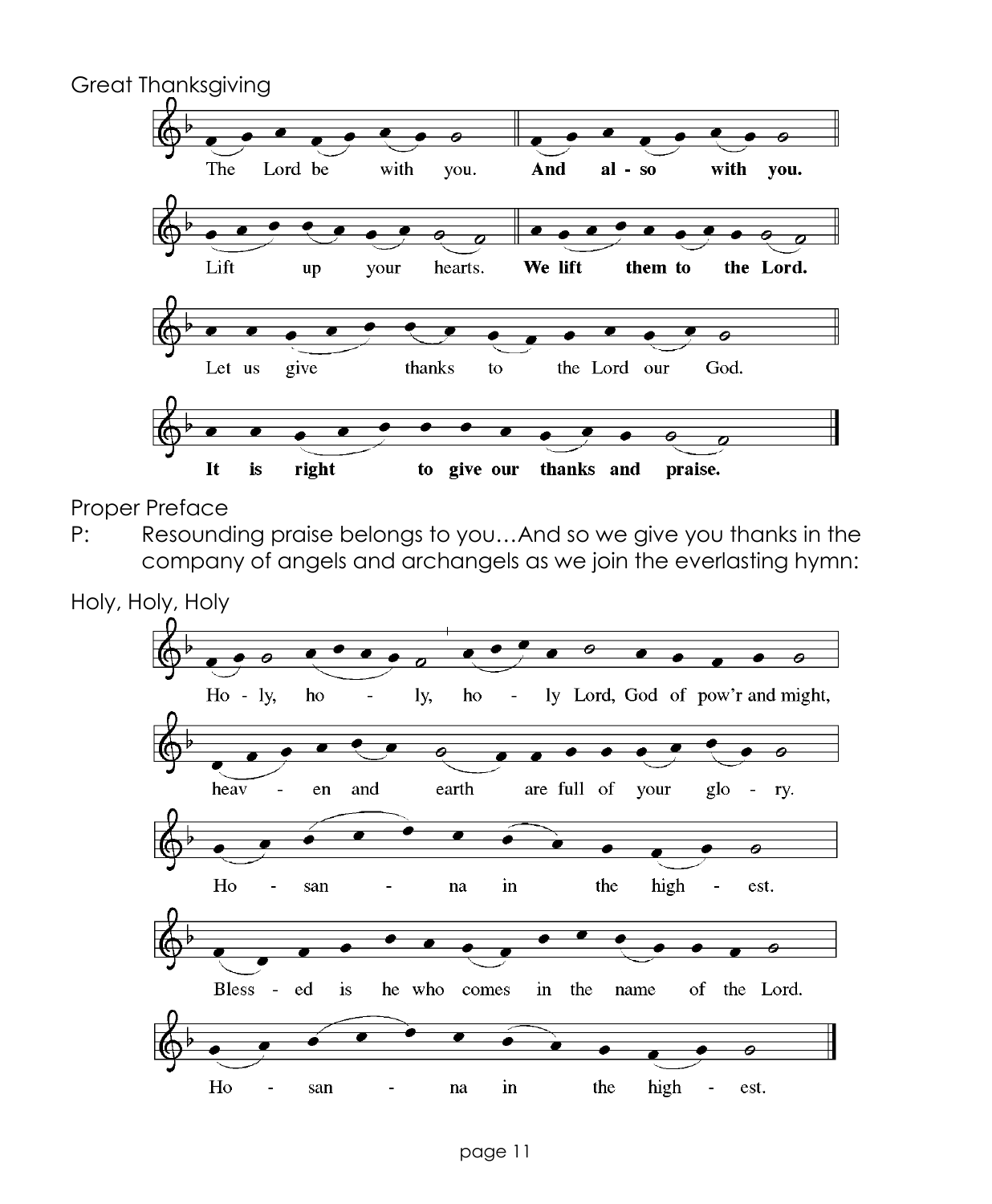Great Thanksgiving

The Lord be with you. **And also with you.**

Lift up your hearts. **We lift them to the Lord.**

Let us give thanks to the Lord our God.

**It is right to give our thanks and praise.**

Proper Preface

P: Resounding praise belongs to you…And so we give you thanks in the company of angels and archangels as we join the everlasting hymn:

Holy, Holy, Holy

Ho - ly, ho - ly, ho - ly Lord, God of pow'r and might,

heav - en and earth are full of your glo - ry.

Ho - san - na in the high - est.

Bless - ed is he who comes in the name of the Lord.

Ho - san - na in the high - est.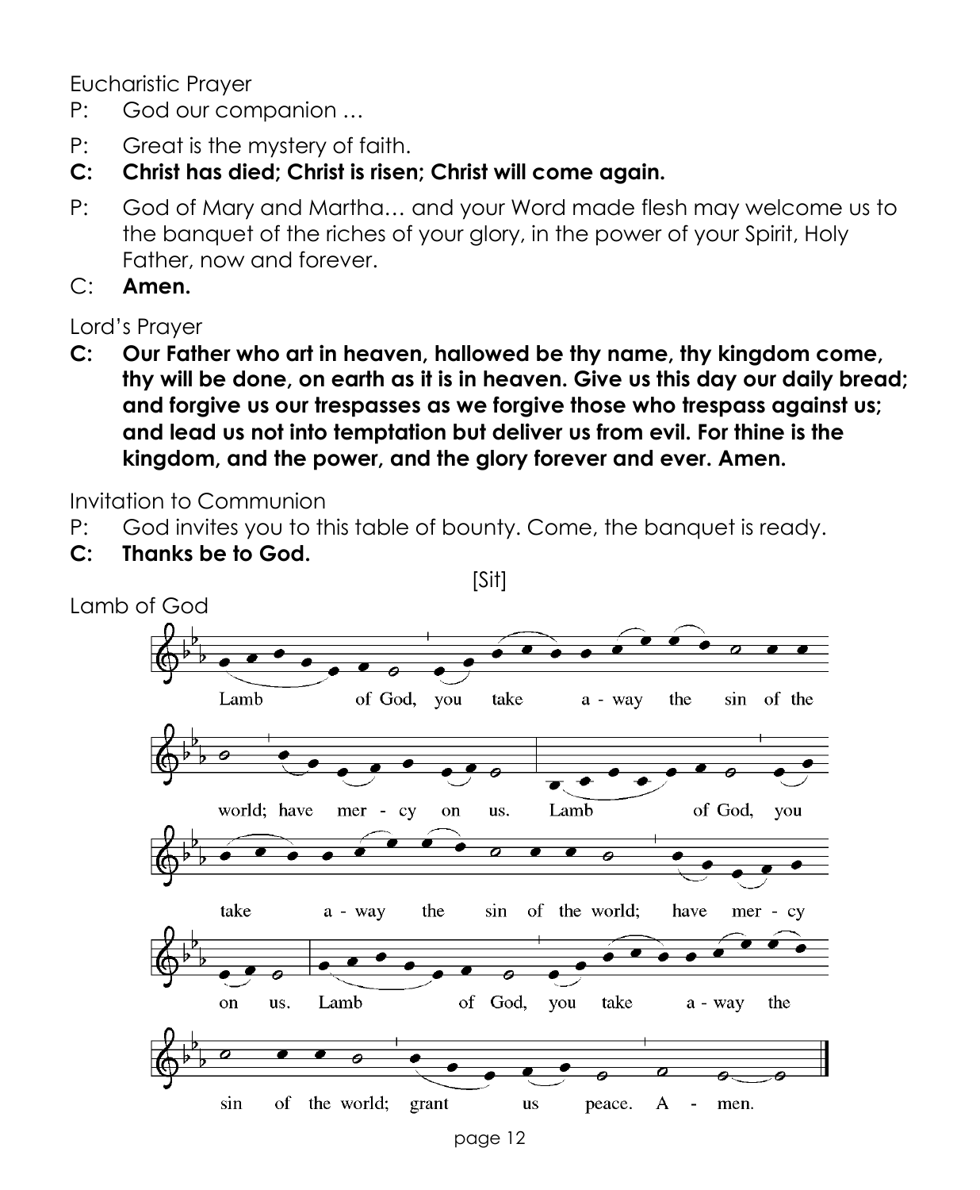Eucharistic Prayer

P: God our companion …

P: Great is the mystery of faith.

**C: Christ has died; Christ is risen; Christ will come again.**

P: God of Mary and Martha… and your Word made flesh may welcome us to the banquet of the riches of your glory, in the power of your Spirit, Holy Father, now and forever.

C: **Amen.**

Lord's Prayer

**C: Our Father who art in heaven, hallowed be thy name, thy kingdom come, thy will be done, on earth as it is in heaven. Give us this day our daily bread; and forgive us our trespasses as we forgive those who trespass against us; and lead us not into temptation but deliver us from evil. For thine is the kingdom, and the power, and the glory forever and ever. Amen.**

Invitation to Communion

P: God invites you to this table of bounty. Come, the banquet is ready.

**C: Thanks be to God.**

[Sit]

Lamb of God

Lamb of God, you take away the sin of the world; have mercy on us. Lamb of God, you take away the sin of the world; have mercy on us. Lamb of God, you take away the sin of the world; grant us peace. Amen.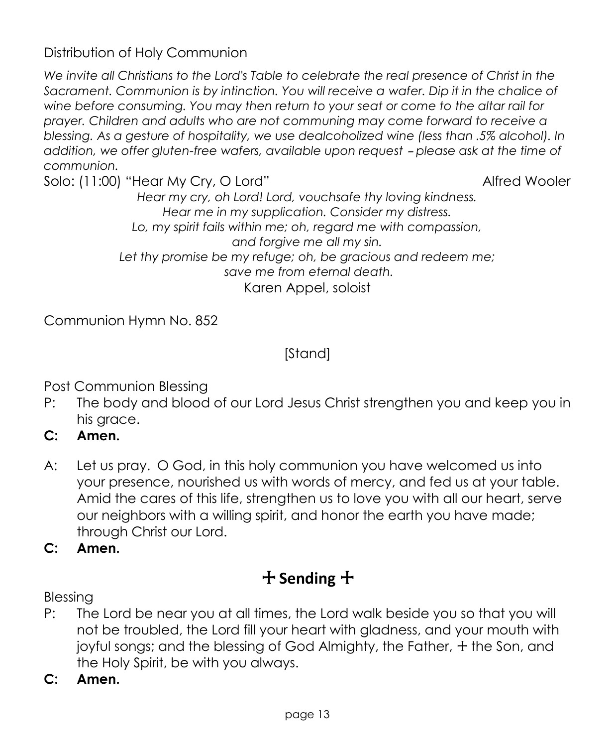Distribution of Holy Communion

*We invite all Christians to the Lord's Table to celebrate the real presence of Christ in the Sacrament. Communion is by intinction. You will receive a wafer. Dip it in the chalice of wine before consuming. You may then return to your seat or come to the altar rail for prayer. Children and adults who are not communing may come forward to receive a blessing. As a gesture of hospitality, we use dealcoholized wine (less than .5% alcohol). In addition, we offer gluten-free wafers, available upon request – please ask at the time of communion.*

Solo: (11:00) "Hear My Cry, O Lord" Alfred Wooler

*Hear my cry, oh Lord! Lord, vouchsafe thy loving kindness.*
*Hear me in my supplication. Consider my distress.*
*Lo, my spirit fails within me; oh, regard me with compassion,*
*and forgive me all my sin.*
*Let thy promise be my refuge; oh, be gracious and redeem me;*
*save me from eternal death.*

Karen Appel, soloist

Communion Hymn No. 852

[Stand]

Post Communion Blessing

P: The body and blood of our Lord Jesus Christ strengthen you and keep you in his grace.

**C: Amen.**

A: Let us pray. O God, in this holy communion you have welcomed us into your presence, nourished us with words of mercy, and fed us at your table. Amid the cares of this life, strengthen us to love you with all our heart, serve our neighbors with a willing spirit, and honor the earth you have made; through Christ our Lord.

**C: Amen.**

## ☩ Sending ☩

Blessing

P: The Lord be near you at all times, the Lord walk beside you so that you will not be troubled, the Lord fill your heart with gladness, and your mouth with joyful songs; and the blessing of God Almighty, the Father, ☩ the Son, and the Holy Spirit, be with you always.

**C: Amen.**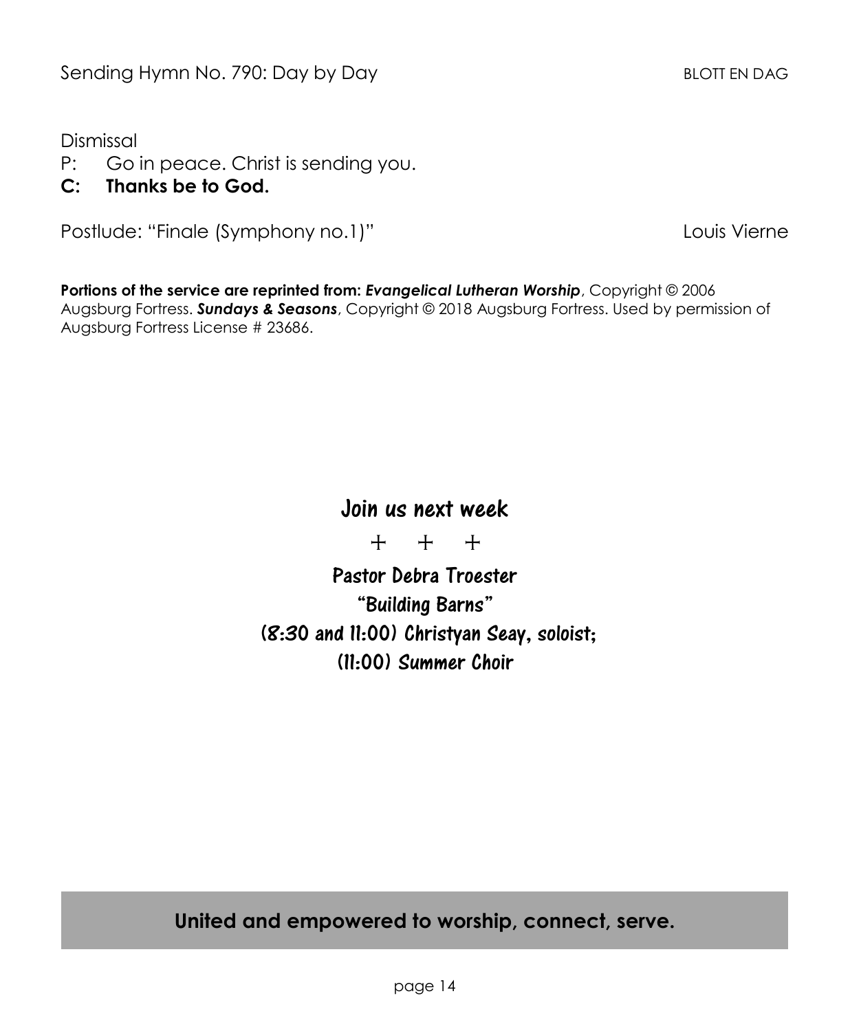Sending Hymn No. 790: Day by Day BLOTT EN DAG

Dismissal

P: Go in peace. Christ is sending you.

**C: Thanks be to God.**

Postlude: "Finale (Symphony no.1)" Louis Vierne

**Portions of the service are reprinted from:** ***Evangelical Lutheran Worship***, Copyright © 2006 Augsburg Fortress. ***Sundays & Seasons***, Copyright © 2018 Augsburg Fortress. Used by permission of Augsburg Fortress License # 23686.

## Join us next week

\+ \+ \+

**Pastor Debra Troester**

**"Building Barns"**

**(8:30 and 11:00) Christyan Seay, soloist;**

**(11:00) Summer Choir**

**United and empowered to worship, connect, serve.**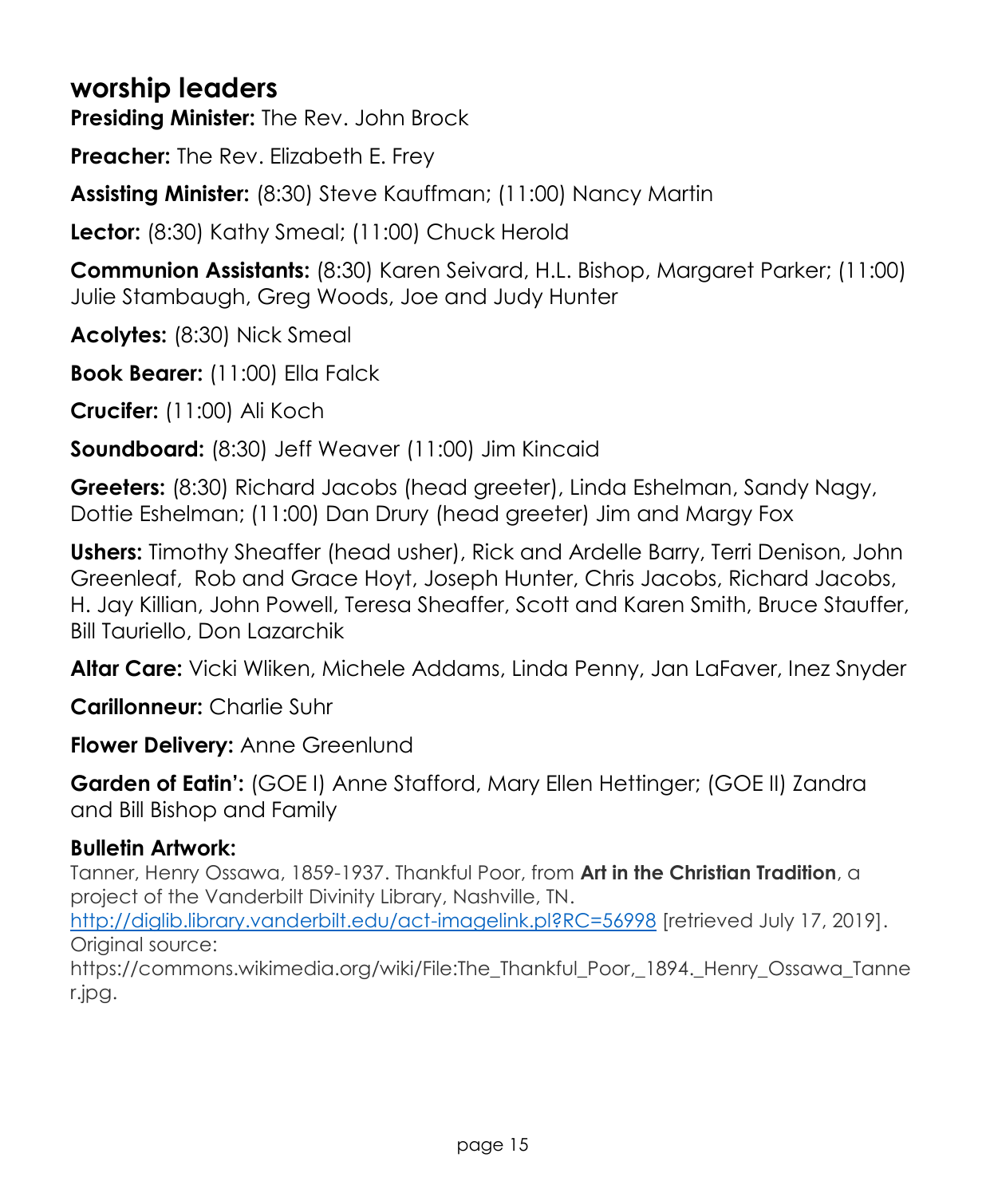## worship leaders

**Presiding Minister:** The Rev. John Brock

**Preacher:** The Rev. Elizabeth E. Frey

**Assisting Minister:** (8:30) Steve Kauffman; (11:00) Nancy Martin

**Lector:** (8:30) Kathy Smeal; (11:00) Chuck Herold

**Communion Assistants:** (8:30) Karen Seivard, H.L. Bishop, Margaret Parker; (11:00) Julie Stambaugh, Greg Woods, Joe and Judy Hunter

**Acolytes:** (8:30) Nick Smeal

**Book Bearer:** (11:00) Ella Falck

**Crucifer:** (11:00) Ali Koch

**Soundboard:** (8:30) Jeff Weaver (11:00) Jim Kincaid

**Greeters:** (8:30) Richard Jacobs (head greeter), Linda Eshelman, Sandy Nagy, Dottie Eshelman; (11:00) Dan Drury (head greeter) Jim and Margy Fox

**Ushers:** Timothy Sheaffer (head usher), Rick and Ardelle Barry, Terri Denison, John Greenleaf, Rob and Grace Hoyt, Joseph Hunter, Chris Jacobs, Richard Jacobs, H. Jay Killian, John Powell, Teresa Sheaffer, Scott and Karen Smith, Bruce Stauffer, Bill Tauriello, Don Lazarchik

**Altar Care:** Vicki Wliken, Michele Addams, Linda Penny, Jan LaFaver, Inez Snyder

**Carillonneur:** Charlie Suhr

**Flower Delivery:** Anne Greenlund

**Garden of Eatin':** (GOE I) Anne Stafford, Mary Ellen Hettinger; (GOE II) Zandra and Bill Bishop and Family

**Bulletin Artwork:**

Tanner, Henry Ossawa, 1859-1937. Thankful Poor, from **Art in the Christian Tradition**, a project of the Vanderbilt Divinity Library, Nashville, TN. http://diglib.library.vanderbilt.edu/act-imagelink.pl?RC=56998 [retrieved July 17, 2019]. Original source: https://commons.wikimedia.org/wiki/File:The_Thankful_Poor,_1894._Henry_Ossawa_Tanner.jpg.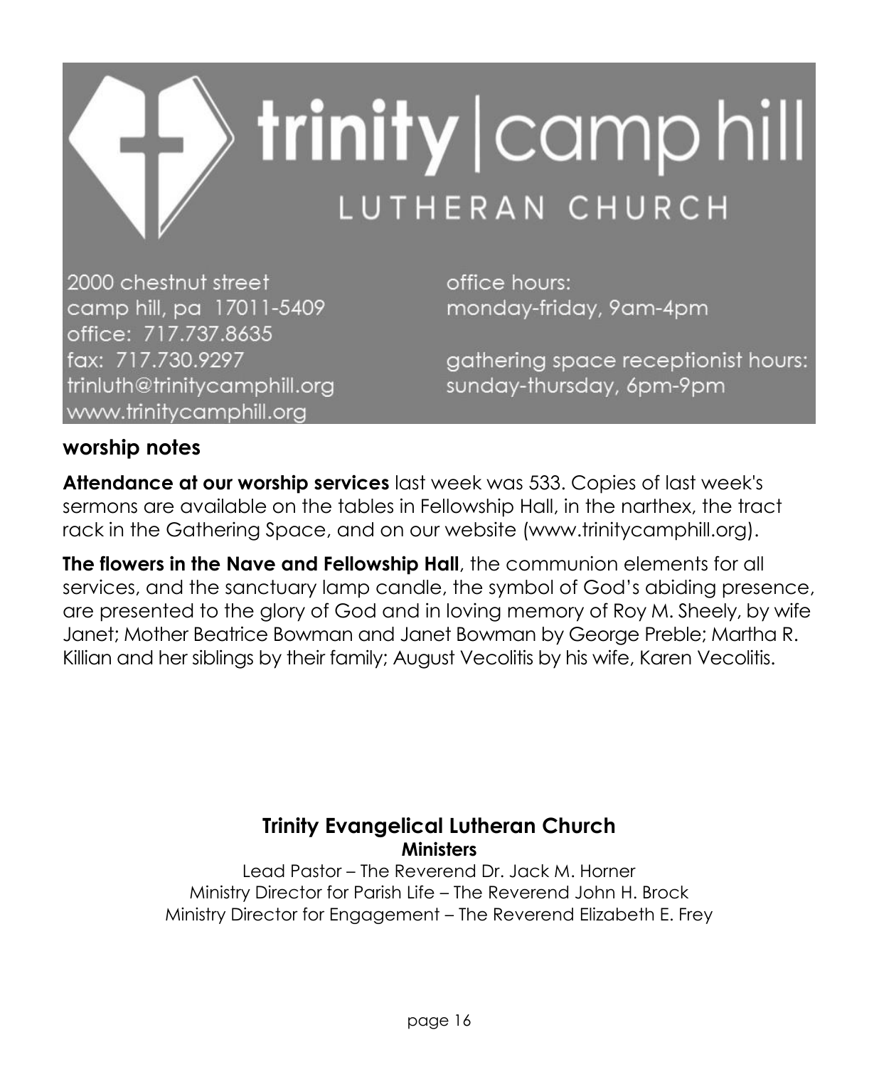# trinity | camp hill
## LUTHERAN CHURCH

2000 chestnut street
camp hill, pa 17011-5409
office: 717.737.8635
fax: 717.730.9297
trinluth@trinitycamphill.org
www.trinitycamphill.org

office hours:
monday-friday, 9am-4pm

gathering space receptionist hours:
sunday-thursday, 6pm-9pm

## worship notes

**Attendance at our worship services** last week was 533. Copies of last week's sermons are available on the tables in Fellowship Hall, in the narthex, the tract rack in the Gathering Space, and on our website (www.trinitycamphill.org).

**The flowers in the Nave and Fellowship Hall**, the communion elements for all services, and the sanctuary lamp candle, the symbol of God's abiding presence, are presented to the glory of God and in loving memory of Roy M. Sheely, by wife Janet; Mother Beatrice Bowman and Janet Bowman by George Preble; Martha R. Killian and her siblings by their family; August Vecolitis by his wife, Karen Vecolitis.

### Trinity Evangelical Lutheran Church
**Ministers**

Lead Pastor – The Reverend Dr. Jack M. Horner
Ministry Director for Parish Life – The Reverend John H. Brock
Ministry Director for Engagement – The Reverend Elizabeth E. Frey